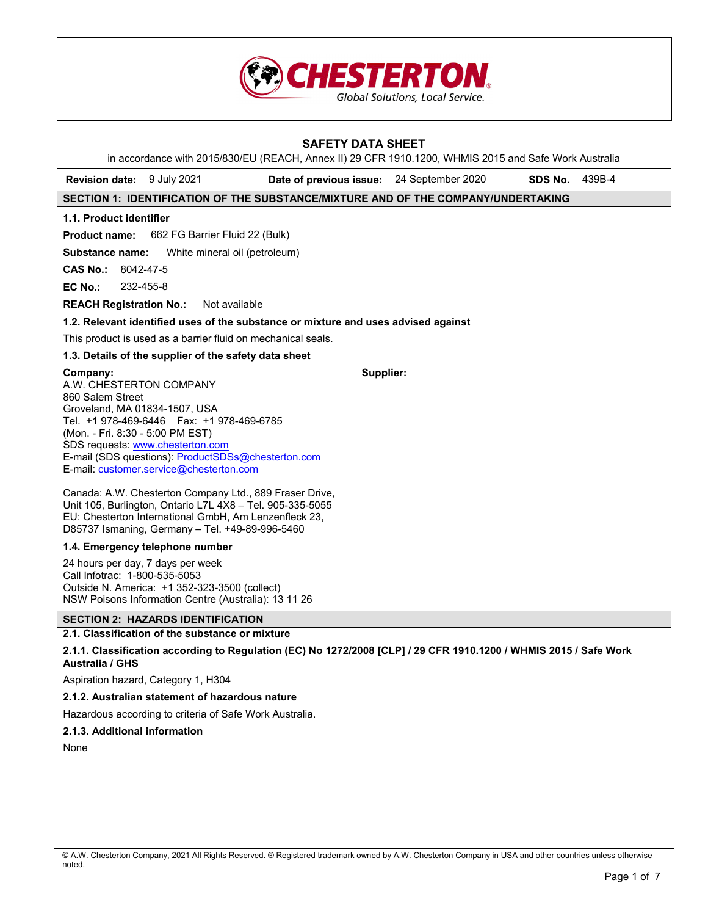# SAFETY DATA SHEET

in accordance with 2015/830/EU (REACH, Annex II) 29 CFR 1910.1200, WHMIS 2015 and Safe Work Australia

**Revision date:** 9 July 2021 **Date of previous issue:** 24 September 2020 **SDS No.** 439B-4

## SECTION 1: IDENTIFICATION OF THE SUBSTANCE/MIXTURE AND OF THE COMPANY/UNDERTAKING

### 1.1. Product identifier

**Product name:** 662 FG Barrier Fluid 22 (Bulk)

**Substance name:** White mineral oil (petroleum)

**CAS No.:** 8042-47-5

**EC No.:** 232-455-8

**REACH Registration No.:** Not available

### 1.2. Relevant identified uses of the substance or mixture and uses advised against

This product is used as a barrier fluid on mechanical seals.

### 1.3. Details of the supplier of the safety data sheet

**Company:**
A.W. CHESTERTON COMPANY
860 Salem Street
Groveland, MA 01834-1507, USA
Tel. +1 978-469-6446 Fax: +1 978-469-6785
(Mon. - Fri. 8:30 - 5:00 PM EST)
SDS requests: www.chesterton.com
E-mail (SDS questions): ProductSDSs@chesterton.com
E-mail: customer.service@chesterton.com

**Supplier:**

Canada: A.W. Chesterton Company Ltd., 889 Fraser Drive, Unit 105, Burlington, Ontario L7L 4X8 – Tel. 905-335-5055
EU: Chesterton International GmbH, Am Lenzenfleck 23, D85737 Ismaning, Germany – Tel. +49-89-996-5460

### 1.4. Emergency telephone number

24 hours per day, 7 days per week
Call Infotrac: 1-800-535-5053
Outside N. America: +1 352-323-3500 (collect)
NSW Poisons Information Centre (Australia): 13 11 26

## SECTION 2: HAZARDS IDENTIFICATION

### 2.1. Classification of the substance or mixture

#### 2.1.1. Classification according to Regulation (EC) No 1272/2008 [CLP] / 29 CFR 1910.1200 / WHMIS 2015 / Safe Work Australia / GHS

Aspiration hazard, Category 1, H304

#### 2.1.2. Australian statement of hazardous nature

Hazardous according to criteria of Safe Work Australia.

#### 2.1.3. Additional information

None

© A.W. Chesterton Company, 2021 All Rights Reserved. ® Registered trademark owned by A.W. Chesterton Company in USA and other countries unless otherwise noted.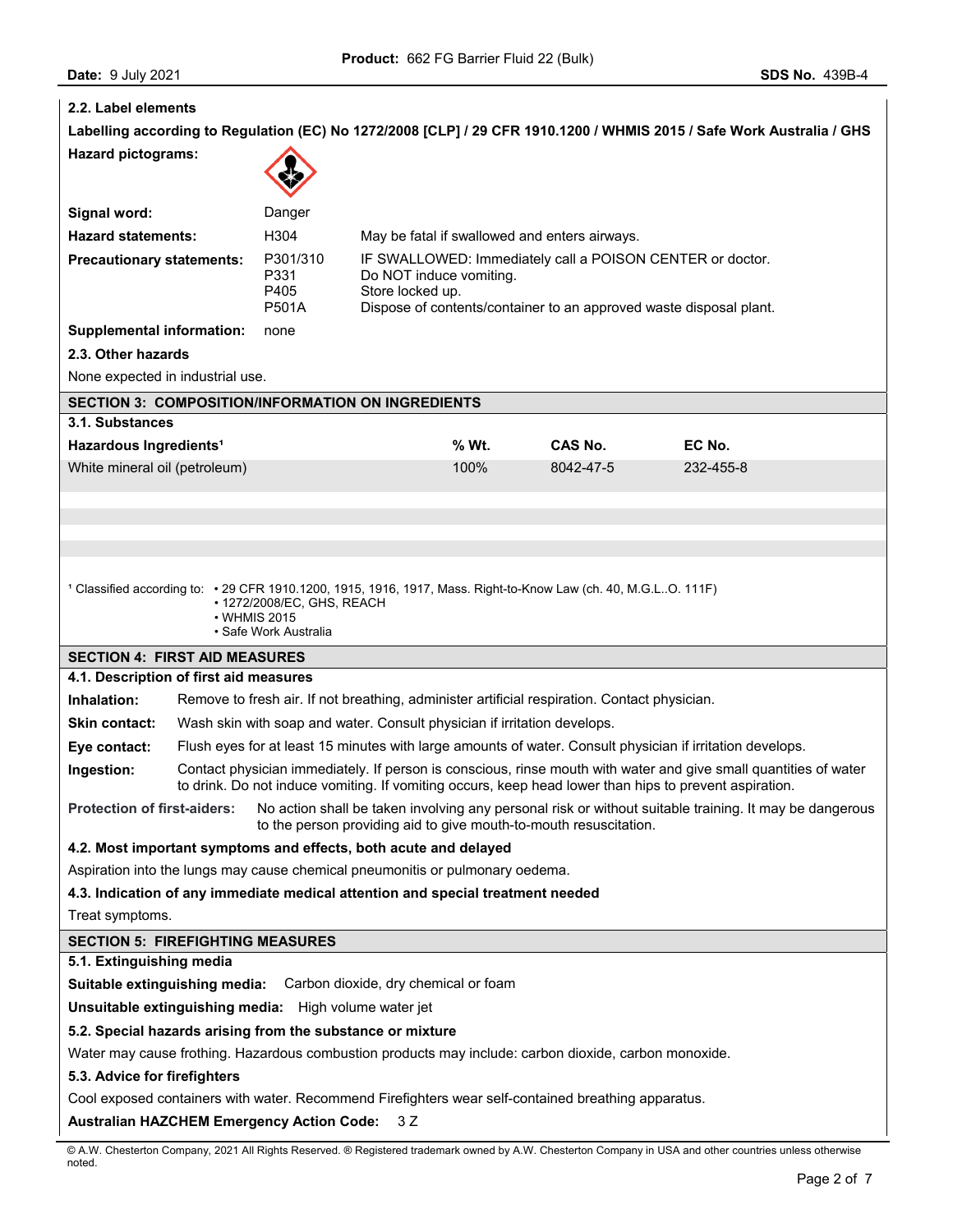**2.2. Label elements**

**Labelling according to Regulation (EC) No 1272/2008 [CLP] / 29 CFR 1910.1200 / WHMIS 2015 / Safe Work Australia / GHS**

**Hazard pictograms:**

**Signal word:** Danger

**Hazard statements:** H304 May be fatal if swallowed and enters airways.

**Precautionary statements:**

| | |
|---|---|
| P301/310 | IF SWALLOWED: Immediately call a POISON CENTER or doctor. |
| P331 | Do NOT induce vomiting. |
| P405 | Store locked up. |
| P501A | Dispose of contents/container to an approved waste disposal plant. |

**Supplemental information:** none

**2.3. Other hazards**

None expected in industrial use.

## SECTION 3: COMPOSITION/INFORMATION ON INGREDIENTS

**3.1. Substances**

| Hazardous Ingredients[1] | % Wt. | CAS No. | EC No. |
|---|---|---|---|
| White mineral oil (petroleum) | 100% | 8042-47-5 | 232-455-8 |

[1] Classified according to:
- 29 CFR 1910.1200, 1915, 1916, 1917, Mass. Right-to-Know Law (ch. 40, M.G.L..O. 111F)
- 1272/2008/EC, GHS, REACH
- WHMIS 2015
- Safe Work Australia

## SECTION 4: FIRST AID MEASURES

**4.1. Description of first aid measures**

**Inhalation:** Remove to fresh air. If not breathing, administer artificial respiration. Contact physician.

**Skin contact:** Wash skin with soap and water. Consult physician if irritation develops.

**Eye contact:** Flush eyes for at least 15 minutes with large amounts of water. Consult physician if irritation develops.

**Ingestion:** Contact physician immediately. If person is conscious, rinse mouth with water and give small quantities of water to drink. Do not induce vomiting. If vomiting occurs, keep head lower than hips to prevent aspiration.

**Protection of first-aiders:** No action shall be taken involving any personal risk or without suitable training. It may be dangerous to the person providing aid to give mouth-to-mouth resuscitation.

**4.2. Most important symptoms and effects, both acute and delayed**

Aspiration into the lungs may cause chemical pneumonitis or pulmonary oedema.

**4.3. Indication of any immediate medical attention and special treatment needed**

Treat symptoms.

## SECTION 5: FIREFIGHTING MEASURES

**5.1. Extinguishing media**

**Suitable extinguishing media:** Carbon dioxide, dry chemical or foam

**Unsuitable extinguishing media:** High volume water jet

**5.2. Special hazards arising from the substance or mixture**

Water may cause frothing. Hazardous combustion products may include: carbon dioxide, carbon monoxide.

**5.3. Advice for firefighters**

Cool exposed containers with water. Recommend Firefighters wear self-contained breathing apparatus.

**Australian HAZCHEM Emergency Action Code:** 3 Z

© A.W. Chesterton Company, 2021 All Rights Reserved. ® Registered trademark owned by A.W. Chesterton Company in USA and other countries unless otherwise noted.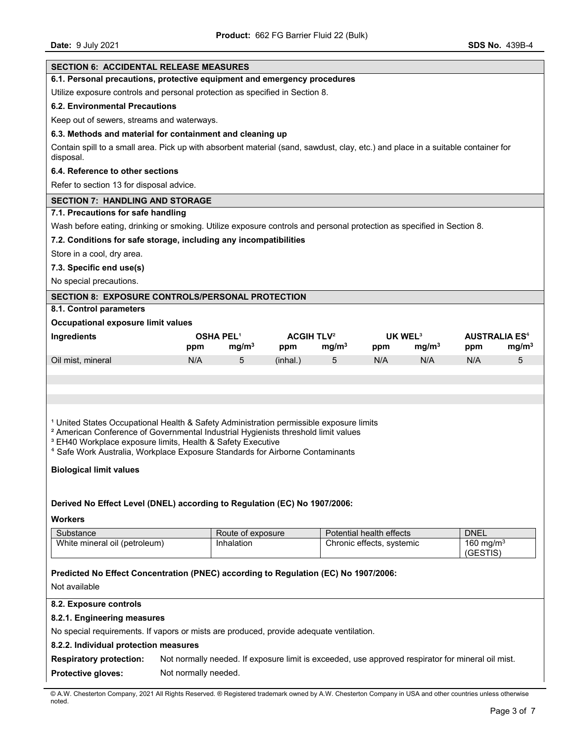## SECTION 6: ACCIDENTAL RELEASE MEASURES

### 6.1. Personal precautions, protective equipment and emergency procedures

Utilize exposure controls and personal protection as specified in Section 8.

### 6.2. Environmental Precautions

Keep out of sewers, streams and waterways.

### 6.3. Methods and material for containment and cleaning up

Contain spill to a small area. Pick up with absorbent material (sand, sawdust, clay, etc.) and place in a suitable container for disposal.

### 6.4. Reference to other sections

Refer to section 13 for disposal advice.

## SECTION 7: HANDLING AND STORAGE

### 7.1. Precautions for safe handling

Wash before eating, drinking or smoking. Utilize exposure controls and personal protection as specified in Section 8.

### 7.2. Conditions for safe storage, including any incompatibilities

Store in a cool, dry area.

### 7.3. Specific end use(s)

No special precautions.

## SECTION 8: EXPOSURE CONTROLS/PERSONAL PROTECTION

### 8.1. Control parameters

**Occupational exposure limit values**

| Ingredients | OSHA PEL[1] | | ACGIH TLV[2] | | UK WEL[3] | | AUSTRALIA ES[4] | |
|---|---|---|---|---|---|---|---|---|
| | ppm | $mg/m^3$ | ppm | $mg/m^3$ | ppm | $mg/m^3$ | ppm | $mg/m^3$ |
| Oil mist, mineral | N/A | 5 | (inhal.) | 5 | N/A | N/A | N/A | 5 |

[1] United States Occupational Health & Safety Administration permissible exposure limits
[2] American Conference of Governmental Industrial Hygienists threshold limit values
[3] EH40 Workplace exposure limits, Health & Safety Executive
[4] Safe Work Australia, Workplace Exposure Standards for Airborne Contaminants

**Biological limit values**

**Derived No Effect Level (DNEL) according to Regulation (EC) No 1907/2006:**

**Workers**

| Substance | Route of exposure | Potential health effects | DNEL |
|---|---|---|---|
| White mineral oil (petroleum) | Inhalation | Chronic effects, systemic | 160 $mg/m^3$ (GESTIS) |

**Predicted No Effect Concentration (PNEC) according to Regulation (EC) No 1907/2006:**

Not available

### 8.2. Exposure controls

#### 8.2.1. Engineering measures

No special requirements. If vapors or mists are produced, provide adequate ventilation.

#### 8.2.2. Individual protection measures

**Respiratory protection:** Not normally needed. If exposure limit is exceeded, use approved respirator for mineral oil mist.

**Protective gloves:** Not normally needed.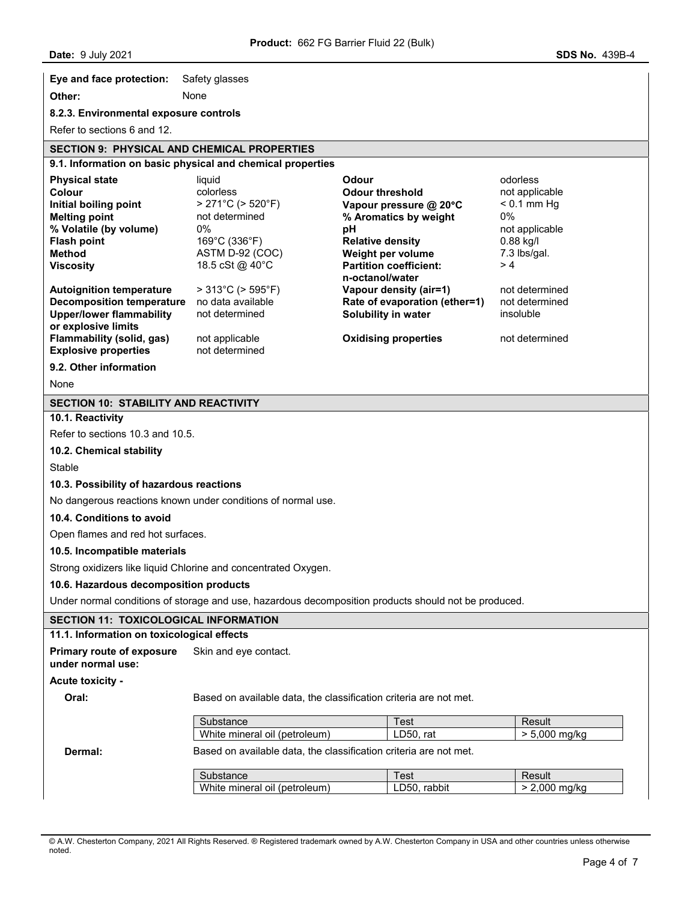**Eye and face protection:** Safety glasses

**Other:** None

**8.2.3. Environmental exposure controls**

Refer to sections 6 and 12.

## SECTION 9: PHYSICAL AND CHEMICAL PROPERTIES

### 9.1. Information on basic physical and chemical properties

| | | | |
|---|---|---|---|
| **Physical state** | liquid | **Odour** | odorless |
| **Colour** | colorless | **Odour threshold** | not applicable |
| **Initial boiling point** | > 271°C (> 520°F) | **Vapour pressure @ 20°C** | < 0.1 mm Hg |
| **Melting point** | not determined | **% Aromatics by weight** | 0% |
| **% Volatile (by volume)** | 0% | **pH** | not applicable |
| **Flash point** | 169°C (336°F) | **Relative density** | 0.88 kg/l |
| **Method** | ASTM D-92 (COC) | **Weight per volume** | 7.3 lbs/gal. |
| **Viscosity** | 18.5 cSt @ 40°C | **Partition coefficient: n-octanol/water** | > 4 |
| **Autoignition temperature** | > 313°C (> 595°F) | **Vapour density (air=1)** | not determined |
| **Decomposition temperature** | no data available | **Rate of evaporation (ether=1)** | not determined |
| **Upper/lower flammability or explosive limits** | not determined | **Solubility in water** | insoluble |
| **Flammability (solid, gas)** | not applicable | **Oxidising properties** | not determined |
| **Explosive properties** | not determined | | |

### 9.2. Other information

None

## SECTION 10: STABILITY AND REACTIVITY

### 10.1. Reactivity

Refer to sections 10.3 and 10.5.

### 10.2. Chemical stability

Stable

### 10.3. Possibility of hazardous reactions

No dangerous reactions known under conditions of normal use.

### 10.4. Conditions to avoid

Open flames and red hot surfaces.

### 10.5. Incompatible materials

Strong oxidizers like liquid Chlorine and concentrated Oxygen.

### 10.6. Hazardous decomposition products

Under normal conditions of storage and use, hazardous decomposition products should not be produced.

## SECTION 11: TOXICOLOGICAL INFORMATION

### 11.1. Information on toxicological effects

**Primary route of exposure under normal use:** Skin and eye contact.

**Acute toxicity -**

**Oral:** Based on available data, the classification criteria are not met.

| Substance | Test | Result |
|---|---|---|
| White mineral oil (petroleum) | LD50, rat | > 5,000 mg/kg |

**Dermal:** Based on available data, the classification criteria are not met.

| Substance | Test | Result |
|---|---|---|
| White mineral oil (petroleum) | LD50, rabbit | > 2,000 mg/kg |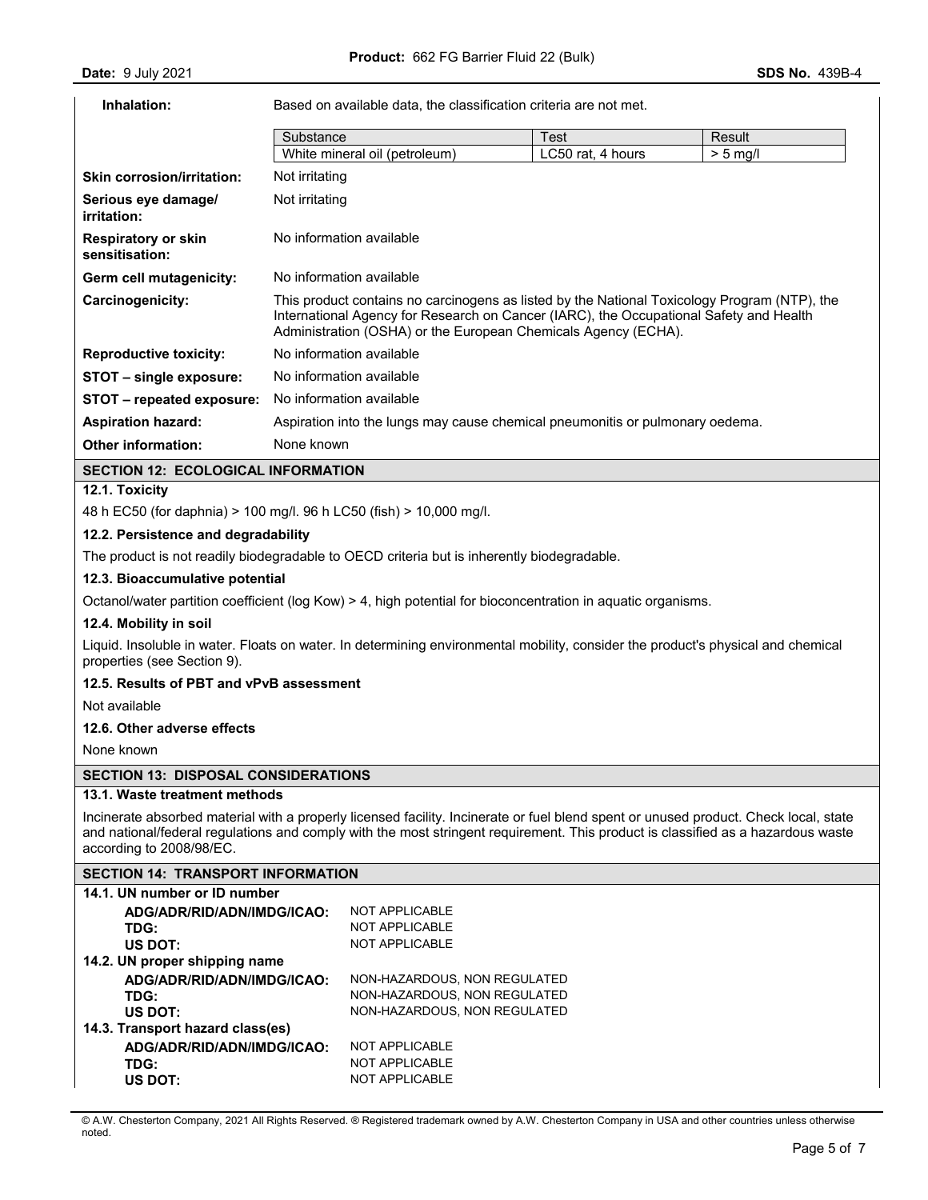**Inhalation:** Based on available data, the classification criteria are not met.

| Substance | Test | Result |
|---|---|---|
| White mineral oil (petroleum) | LC50 rat, 4 hours | > 5 mg/l |

**Skin corrosion/irritation:** Not irritating

**Serious eye damage/ irritation:** Not irritating

**Respiratory or skin sensitisation:** No information available

**Germ cell mutagenicity:** No information available

**Carcinogenicity:** This product contains no carcinogens as listed by the National Toxicology Program (NTP), the International Agency for Research on Cancer (IARC), the Occupational Safety and Health Administration (OSHA) or the European Chemicals Agency (ECHA).

**Reproductive toxicity:** No information available

**STOT – single exposure:** No information available

**STOT – repeated exposure:** No information available

**Aspiration hazard:** Aspiration into the lungs may cause chemical pneumonitis or pulmonary oedema.

**Other information:** None known

## SECTION 12: ECOLOGICAL INFORMATION

### 12.1. Toxicity

48 h EC50 (for daphnia) > 100 mg/l. 96 h LC50 (fish) > 10,000 mg/l.

### 12.2. Persistence and degradability

The product is not readily biodegradable to OECD criteria but is inherently biodegradable.

### 12.3. Bioaccumulative potential

Octanol/water partition coefficient (log Kow) > 4, high potential for bioconcentration in aquatic organisms.

### 12.4. Mobility in soil

Liquid. Insoluble in water. Floats on water. In determining environmental mobility, consider the product's physical and chemical properties (see Section 9).

### 12.5. Results of PBT and vPvB assessment

Not available

### 12.6. Other adverse effects

None known

## SECTION 13: DISPOSAL CONSIDERATIONS

### 13.1. Waste treatment methods

Incinerate absorbed material with a properly licensed facility. Incinerate or fuel blend spent or unused product. Check local, state and national/federal regulations and comply with the most stringent requirement. This product is classified as a hazardous waste according to 2008/98/EC.

## SECTION 14: TRANSPORT INFORMATION

### 14.1. UN number or ID number

**ADG/ADR/RID/ADN/IMDG/ICAO:** NOT APPLICABLE
**TDG:** NOT APPLICABLE
**US DOT:** NOT APPLICABLE

### 14.2. UN proper shipping name

**ADG/ADR/RID/ADN/IMDG/ICAO:** NON-HAZARDOUS, NON REGULATED
**TDG:** NON-HAZARDOUS, NON REGULATED
**US DOT:** NON-HAZARDOUS, NON REGULATED

### 14.3. Transport hazard class(es)

**ADG/ADR/RID/ADN/IMDG/ICAO:** NOT APPLICABLE
**TDG:** NOT APPLICABLE
**US DOT:** NOT APPLICABLE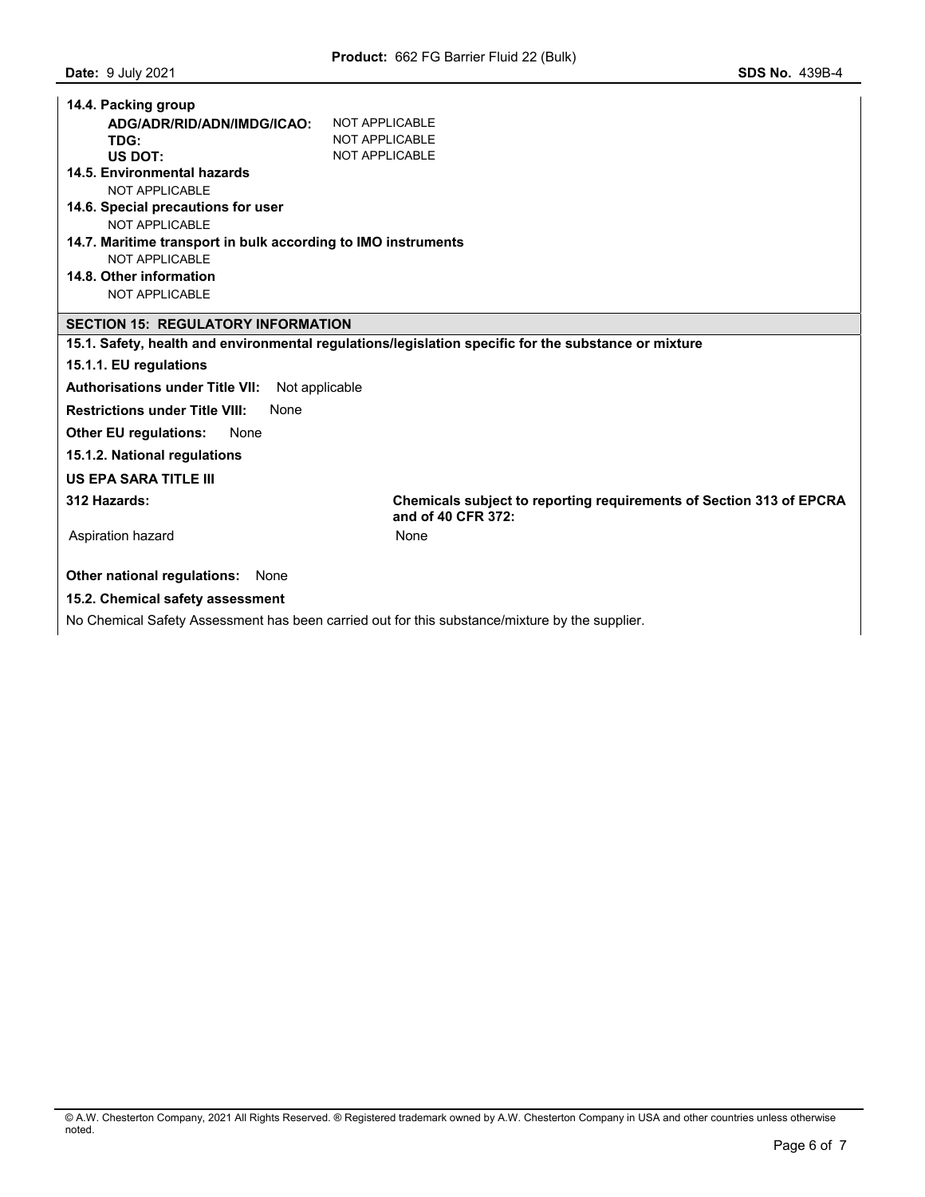**14.4. Packing group**

| | |
|---|---|
| **ADG/ADR/RID/ADN/IMDG/ICAO:** | NOT APPLICABLE |
| **TDG:** | NOT APPLICABLE |
| **US DOT:** | NOT APPLICABLE |

**14.5. Environmental hazards**

NOT APPLICABLE

**14.6. Special precautions for user**

NOT APPLICABLE

**14.7. Maritime transport in bulk according to IMO instruments**

NOT APPLICABLE

**14.8. Other information**

NOT APPLICABLE

## SECTION 15: REGULATORY INFORMATION

**15.1. Safety, health and environmental regulations/legislation specific for the substance or mixture**

**15.1.1. EU regulations**

**Authorisations under Title VII:** Not applicable

**Restrictions under Title VIII:** None

**Other EU regulations:** None

**15.1.2. National regulations**

**US EPA SARA TITLE III**

| 312 Hazards: | Chemicals subject to reporting requirements of Section 313 of EPCRA and of 40 CFR 372: |
|---|---|
| Aspiration hazard | None |

**Other national regulations:** None

**15.2. Chemical safety assessment**

No Chemical Safety Assessment has been carried out for this substance/mixture by the supplier.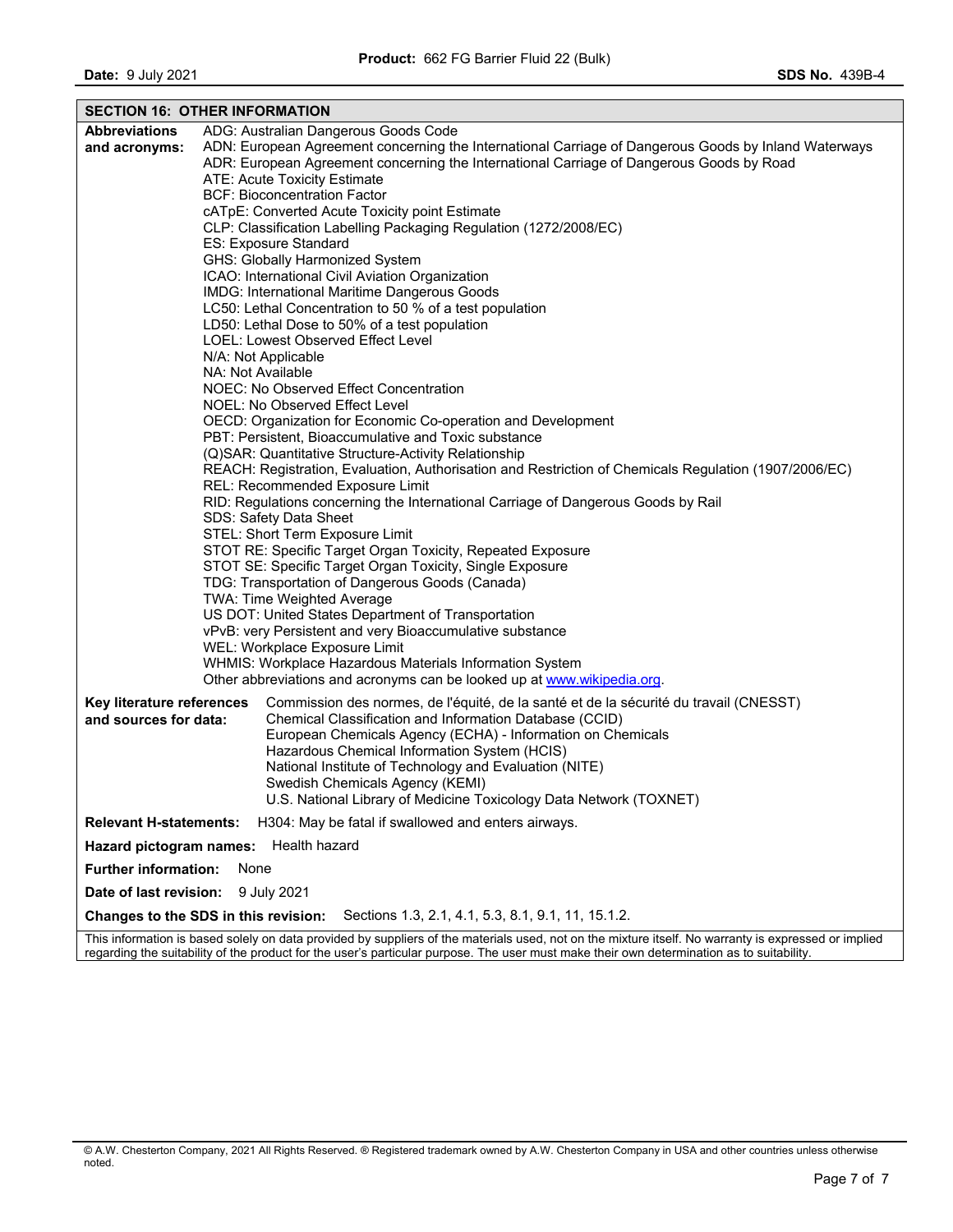## SECTION 16: OTHER INFORMATION

**Abbreviations and acronyms:**

ADG: Australian Dangerous Goods Code
ADN: European Agreement concerning the International Carriage of Dangerous Goods by Inland Waterways
ADR: European Agreement concerning the International Carriage of Dangerous Goods by Road
ATE: Acute Toxicity Estimate
BCF: Bioconcentration Factor
cATpE: Converted Acute Toxicity point Estimate
CLP: Classification Labelling Packaging Regulation (1272/2008/EC)
ES: Exposure Standard
GHS: Globally Harmonized System
ICAO: International Civil Aviation Organization
IMDG: International Maritime Dangerous Goods
LC50: Lethal Concentration to 50 % of a test population
LD50: Lethal Dose to 50% of a test population
LOEL: Lowest Observed Effect Level
N/A: Not Applicable
NA: Not Available
NOEC: No Observed Effect Concentration
NOEL: No Observed Effect Level
OECD: Organization for Economic Co-operation and Development
PBT: Persistent, Bioaccumulative and Toxic substance
(Q)SAR: Quantitative Structure-Activity Relationship
REACH: Registration, Evaluation, Authorisation and Restriction of Chemicals Regulation (1907/2006/EC)
REL: Recommended Exposure Limit
RID: Regulations concerning the International Carriage of Dangerous Goods by Rail
SDS: Safety Data Sheet
STEL: Short Term Exposure Limit
STOT RE: Specific Target Organ Toxicity, Repeated Exposure
STOT SE: Specific Target Organ Toxicity, Single Exposure
TDG: Transportation of Dangerous Goods (Canada)
TWA: Time Weighted Average
US DOT: United States Department of Transportation
vPvB: very Persistent and very Bioaccumulative substance
WEL: Workplace Exposure Limit
WHMIS: Workplace Hazardous Materials Information System
Other abbreviations and acronyms can be looked up at www.wikipedia.org.

**Key literature references and sources for data:**

Commission des normes, de l'équité, de la santé et de la sécurité du travail (CNESST)
Chemical Classification and Information Database (CCID)
European Chemicals Agency (ECHA) - Information on Chemicals
Hazardous Chemical Information System (HCIS)
National Institute of Technology and Evaluation (NITE)
Swedish Chemicals Agency (KEMI)
U.S. National Library of Medicine Toxicology Data Network (TOXNET)

**Relevant H-statements:** H304: May be fatal if swallowed and enters airways.

**Hazard pictogram names:** Health hazard

**Further information:** None

**Date of last revision:** 9 July 2021

**Changes to the SDS in this revision:** Sections 1.3, 2.1, 4.1, 5.3, 8.1, 9.1, 11, 15.1.2.

This information is based solely on data provided by suppliers of the materials used, not on the mixture itself. No warranty is expressed or implied regarding the suitability of the product for the user's particular purpose. The user must make their own determination as to suitability.

© A.W. Chesterton Company, 2021 All Rights Reserved. ® Registered trademark owned by A.W. Chesterton Company in USA and other countries unless otherwise noted.